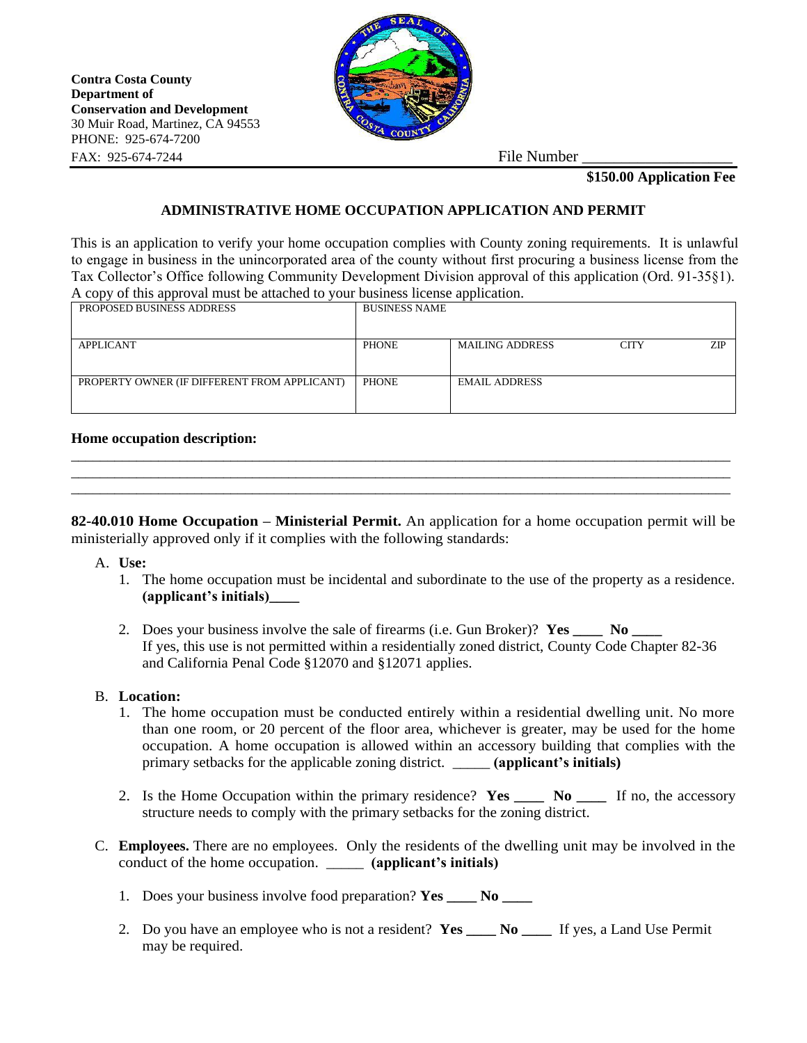**Contra Costa County**
**Department of**
**Conservation and Development**
30 Muir Road, Martinez, CA 94553
PHONE: 925-674-7200
FAX: 925-674-7244

File Number ___________________

**$150.00 Application Fee**

## ADMINISTRATIVE HOME OCCUPATION APPLICATION AND PERMIT

This is an application to verify your home occupation complies with County zoning requirements. It is unlawful to engage in business in the unincorporated area of the county without first procuring a business license from the Tax Collector's Office following Community Development Division approval of this application (Ord. 91-35§1). A copy of this approval must be attached to your business license application.

| PROPOSED BUSINESS ADDRESS | BUSINESS NAME | | | |
|---|---|---|---|---|
| APPLICANT | PHONE | MAILING ADDRESS | CITY | ZIP |
| PROPERTY OWNER (IF DIFFERENT FROM APPLICANT) | PHONE | EMAIL ADDRESS | | |

**Home occupation description:**

______________________________________________________________________________

______________________________________________________________________________

______________________________________________________________________________

**82-40.010 Home Occupation – Ministerial Permit.** An application for a home occupation permit will be ministerially approved only if it complies with the following standards:

A. **Use:**

1. The home occupation must be incidental and subordinate to the use of the property as a residence. **(applicant's initials)____**

2. Does your business involve the sale of firearms (i.e. Gun Broker)? **Yes ____ No ____**
If yes, this use is not permitted within a residentially zoned district, County Code Chapter 82-36 and California Penal Code §12070 and §12071 applies.

B. **Location:**

1. The home occupation must be conducted entirely within a residential dwelling unit. No more than one room, or 20 percent of the floor area, whichever is greater, may be used for the home occupation. A home occupation is allowed within an accessory building that complies with the primary setbacks for the applicable zoning district. _____ **(applicant's initials)**

2. Is the Home Occupation within the primary residence? **Yes ____ No ____** If no, the accessory structure needs to comply with the primary setbacks for the zoning district.

C. **Employees.** There are no employees. Only the residents of the dwelling unit may be involved in the conduct of the home occupation. _____ **(applicant's initials)**

1. Does your business involve food preparation? **Yes ____ No ____**

2. Do you have an employee who is not a resident? **Yes ____ No ____** If yes, a Land Use Permit may be required.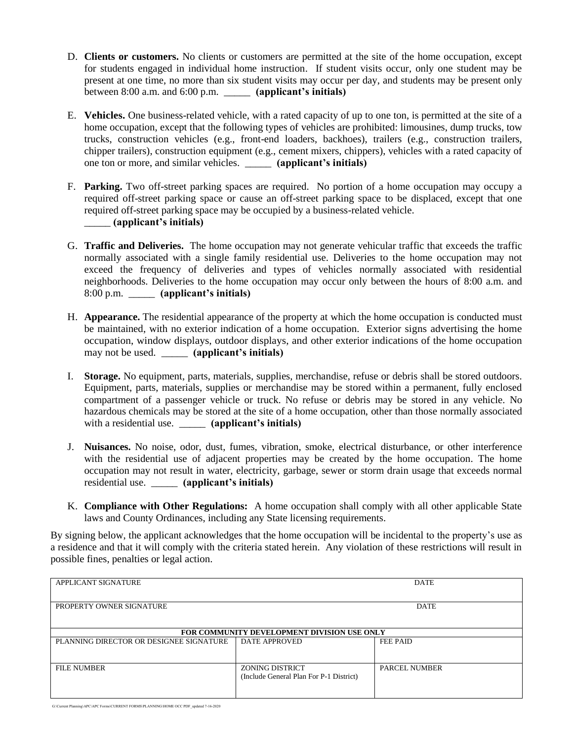D. **Clients or customers.** No clients or customers are permitted at the site of the home occupation, except for students engaged in individual home instruction. If student visits occur, only one student may be present at one time, no more than six student visits may occur per day, and students may be present only between 8:00 a.m. and 6:00 p.m. _____ **(applicant's initials)**

E. **Vehicles.** One business-related vehicle, with a rated capacity of up to one ton, is permitted at the site of a home occupation, except that the following types of vehicles are prohibited: limousines, dump trucks, tow trucks, construction vehicles (e.g., front-end loaders, backhoes), trailers (e.g., construction trailers, chipper trailers), construction equipment (e.g., cement mixers, chippers), vehicles with a rated capacity of one ton or more, and similar vehicles. _____ **(applicant's initials)**

F. **Parking.** Two off-street parking spaces are required. No portion of a home occupation may occupy a required off-street parking space or cause an off-street parking space to be displaced, except that one required off-street parking space may be occupied by a business-related vehicle.
_____ **(applicant's initials)**

G. **Traffic and Deliveries.** The home occupation may not generate vehicular traffic that exceeds the traffic normally associated with a single family residential use. Deliveries to the home occupation may not exceed the frequency of deliveries and types of vehicles normally associated with residential neighborhoods. Deliveries to the home occupation may occur only between the hours of 8:00 a.m. and 8:00 p.m. _____ **(applicant's initials)**

H. **Appearance.** The residential appearance of the property at which the home occupation is conducted must be maintained, with no exterior indication of a home occupation. Exterior signs advertising the home occupation, window displays, outdoor displays, and other exterior indications of the home occupation may not be used. _____ **(applicant's initials)**

I. **Storage.** No equipment, parts, materials, supplies, merchandise, refuse or debris shall be stored outdoors. Equipment, parts, materials, supplies or merchandise may be stored within a permanent, fully enclosed compartment of a passenger vehicle or truck. No refuse or debris may be stored in any vehicle. No hazardous chemicals may be stored at the site of a home occupation, other than those normally associated with a residential use. _____ **(applicant's initials)**

J. **Nuisances.** No noise, odor, dust, fumes, vibration, smoke, electrical disturbance, or other interference with the residential use of adjacent properties may be created by the home occupation. The home occupation may not result in water, electricity, garbage, sewer or storm drain usage that exceeds normal residential use. _____ **(applicant's initials)**

K. **Compliance with Other Regulations:** A home occupation shall comply with all other applicable State laws and County Ordinances, including any State licensing requirements.

By signing below, the applicant acknowledges that the home occupation will be incidental to the property's use as a residence and that it will comply with the criteria stated herein. Any violation of these restrictions will result in possible fines, penalties or legal action.

| | | |
|---|---|---|
| APPLICANT SIGNATURE | | DATE |
| PROPERTY OWNER SIGNATURE | | DATE |
| **FOR COMMUNITY DEVELOPMENT DIVISION USE ONLY** | | |
| PLANNING DIRECTOR OR DESIGNEE SIGNATURE | DATE APPROVED | FEE PAID |
| FILE NUMBER | ZONING DISTRICT (Include General Plan For P-1 District) | PARCEL NUMBER |

G:\Current Planning\APC\APC Forms\CURRENT FORMS\PLANNING\HOME OCC PDF_updated 7-16-2020